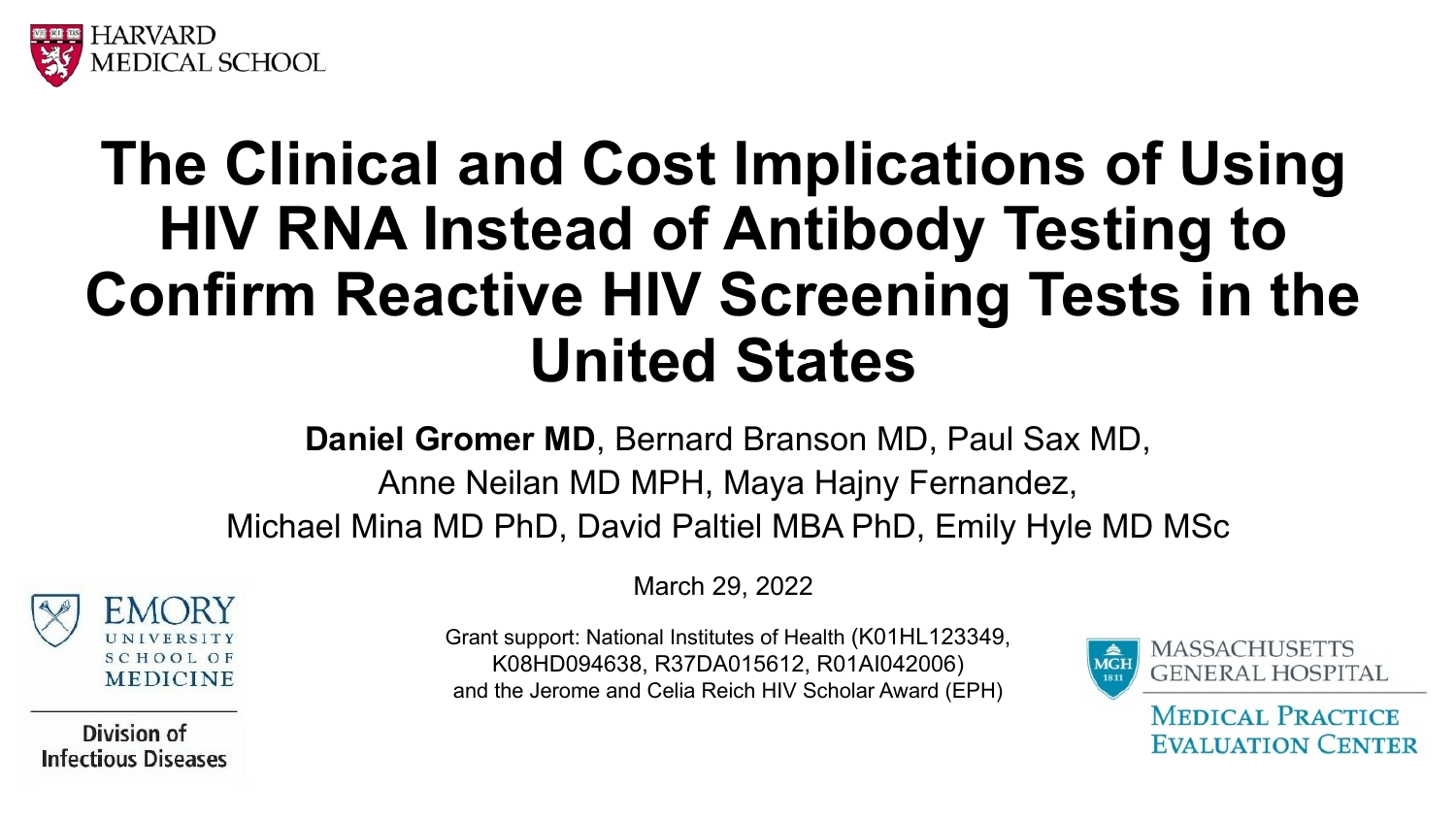HARVARD MEDICAL SCHOOL

# The Clinical and Cost Implications of Using HIV RNA Instead of Antibody Testing to Confirm Reactive HIV Screening Tests in the United States

**Daniel Gromer MD**, Bernard Branson MD, Paul Sax MD, Anne Neilan MD MPH, Maya Hajny Fernandez, Michael Mina MD PhD, David Paltiel MBA PhD, Emily Hyle MD MSc

March 29, 2022

Grant support: National Institutes of Health (K01HL123349, K08HD094638, R37DA015612, R01AI042006) and the Jerome and Celia Reich HIV Scholar Award (EPH)

EMORY UNIVERSITY SCHOOL OF MEDICINE

Division of Infectious Diseases

MASSACHUSETTS GENERAL HOSPITAL

MEDICAL PRACTICE EVALUATION CENTER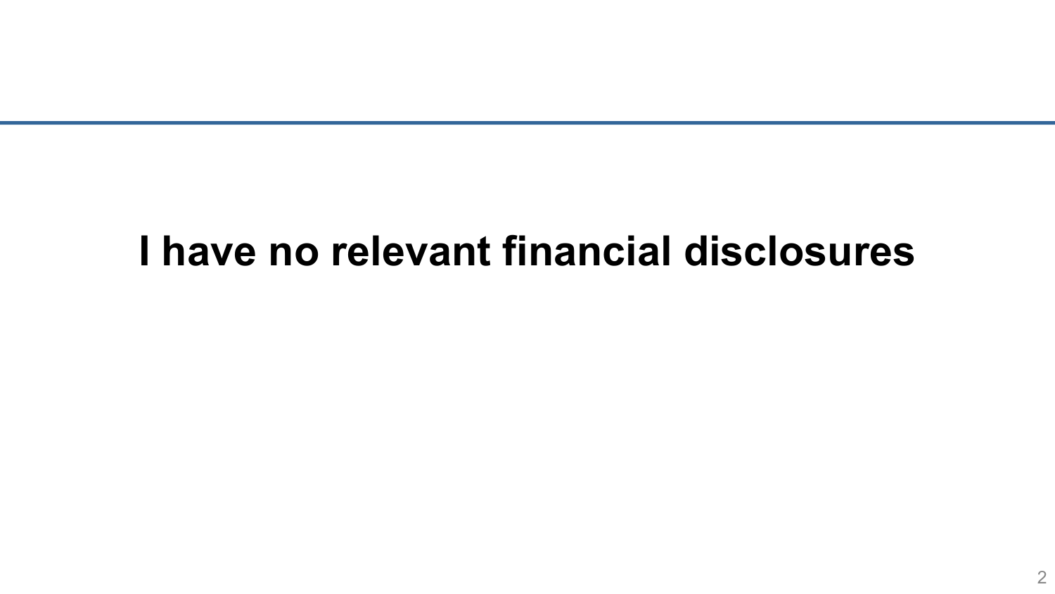**I have no relevant financial disclosures**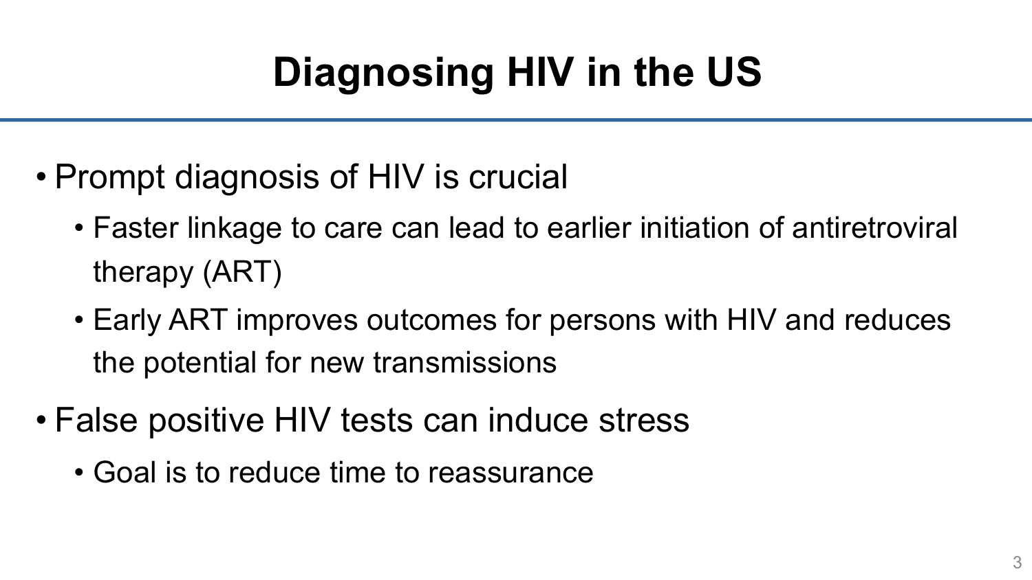# Diagnosing HIV in the US

- Prompt diagnosis of HIV is crucial
  - Faster linkage to care can lead to earlier initiation of antiretroviral therapy (ART)
  - Early ART improves outcomes for persons with HIV and reduces the potential for new transmissions
- False positive HIV tests can induce stress
  - Goal is to reduce time to reassurance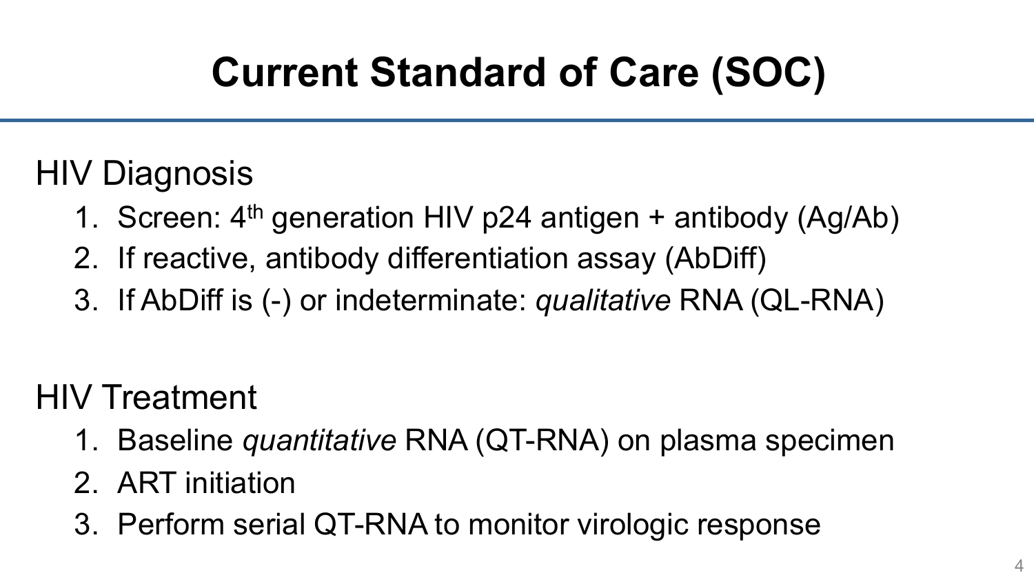# Current Standard of Care (SOC)

## HIV Diagnosis

1. Screen: 4th generation HIV p24 antigen + antibody (Ag/Ab)
2. If reactive, antibody differentiation assay (AbDiff)
3. If AbDiff is (-) or indeterminate: *qualitative* RNA (QL-RNA)

## HIV Treatment

1. Baseline *quantitative* RNA (QT-RNA) on plasma specimen
2. ART initiation
3. Perform serial QT-RNA to monitor virologic response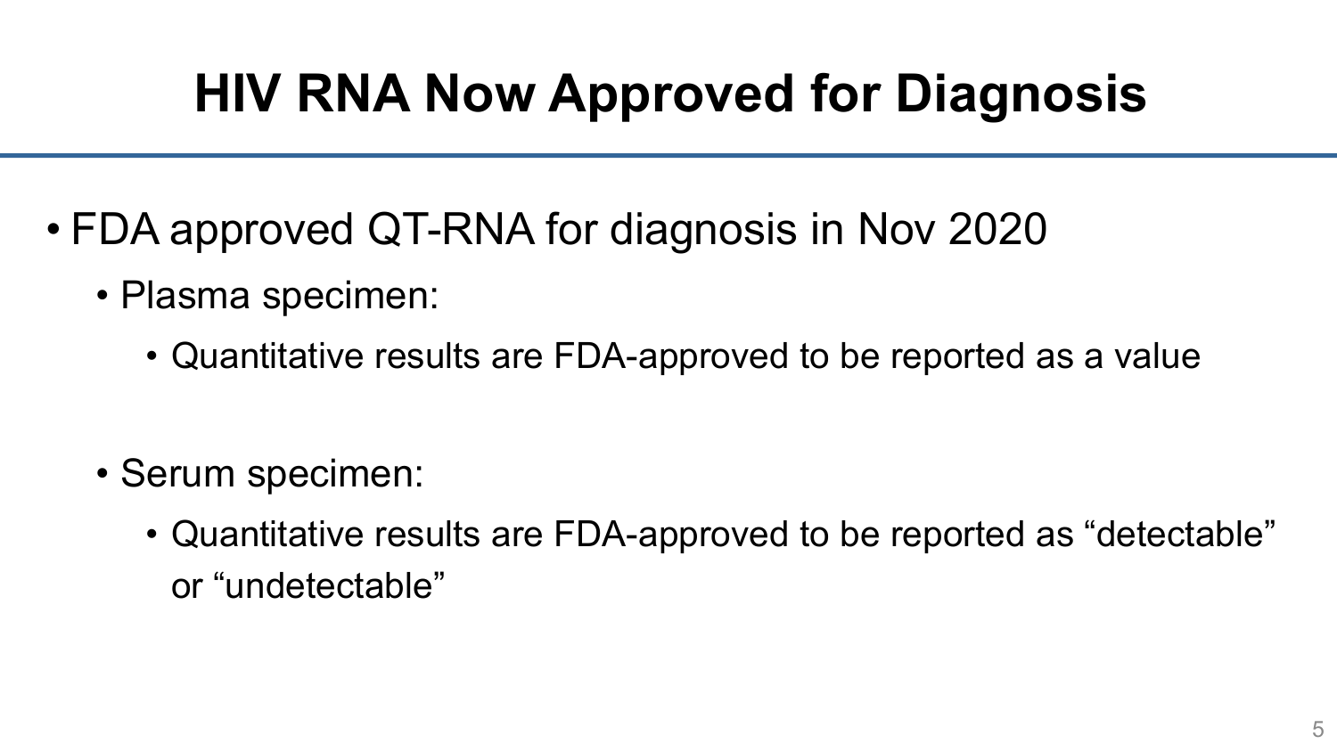# HIV RNA Now Approved for Diagnosis

- FDA approved QT-RNA for diagnosis in Nov 2020
  - Plasma specimen:
    - Quantitative results are FDA-approved to be reported as a value
  - Serum specimen:
    - Quantitative results are FDA-approved to be reported as “detectable” or “undetectable”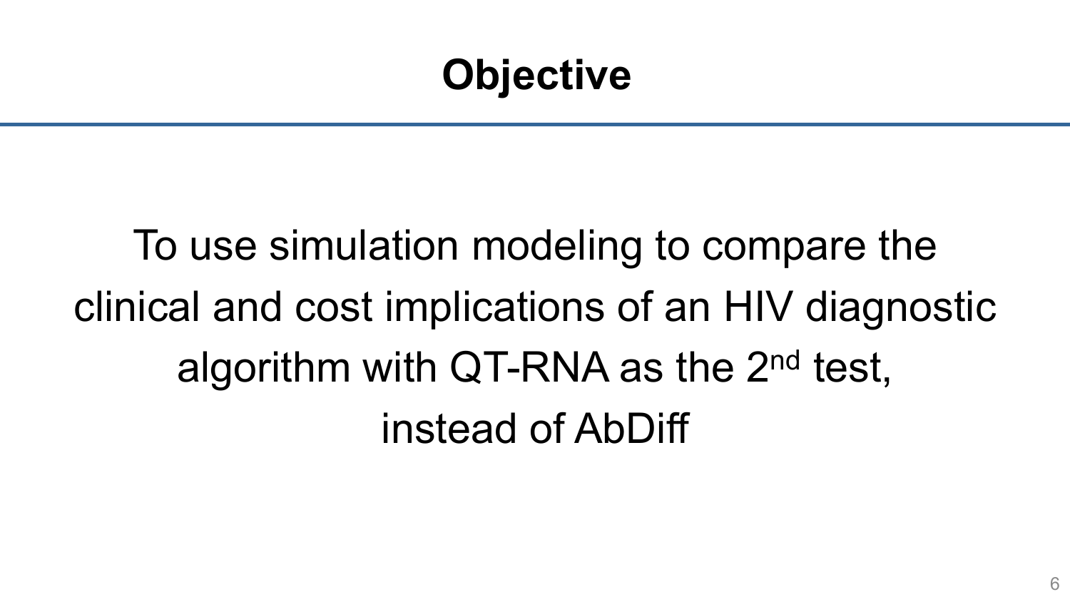# Objective

To use simulation modeling to compare the clinical and cost implications of an HIV diagnostic algorithm with QT-RNA as the 2$^{nd}$ test, instead of AbDiff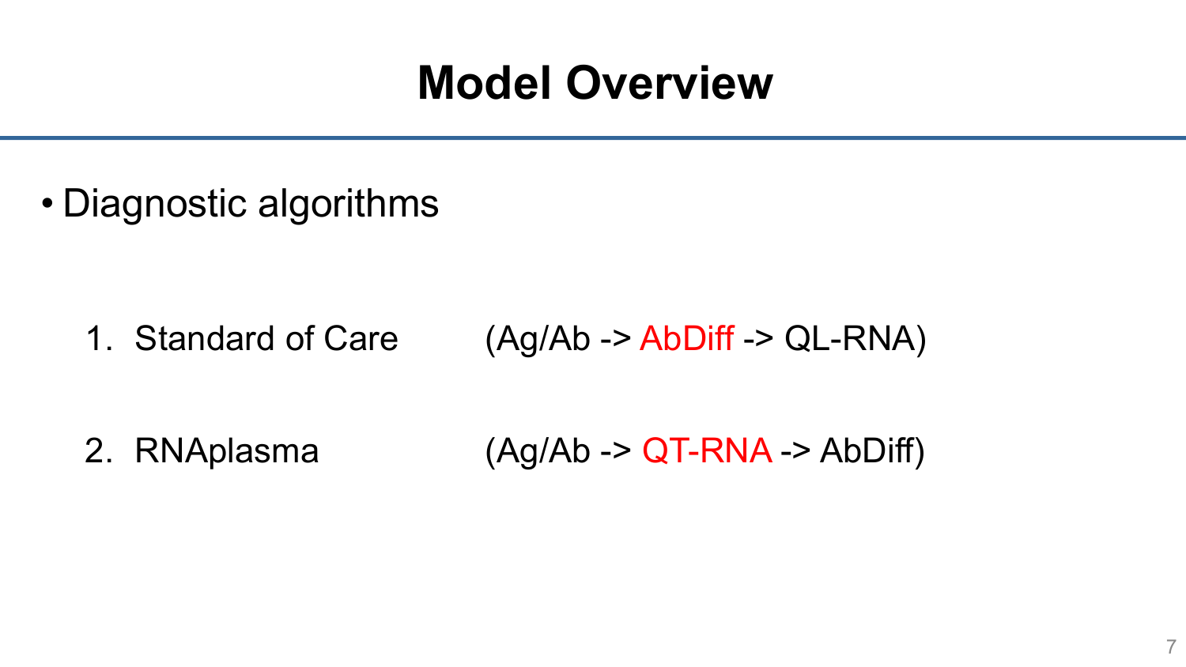# Model Overview

- Diagnostic algorithms

1. Standard of Care (Ag/Ab -> AbDiff -> QL-RNA)
2. RNAplasma (Ag/Ab -> QT-RNA -> AbDiff)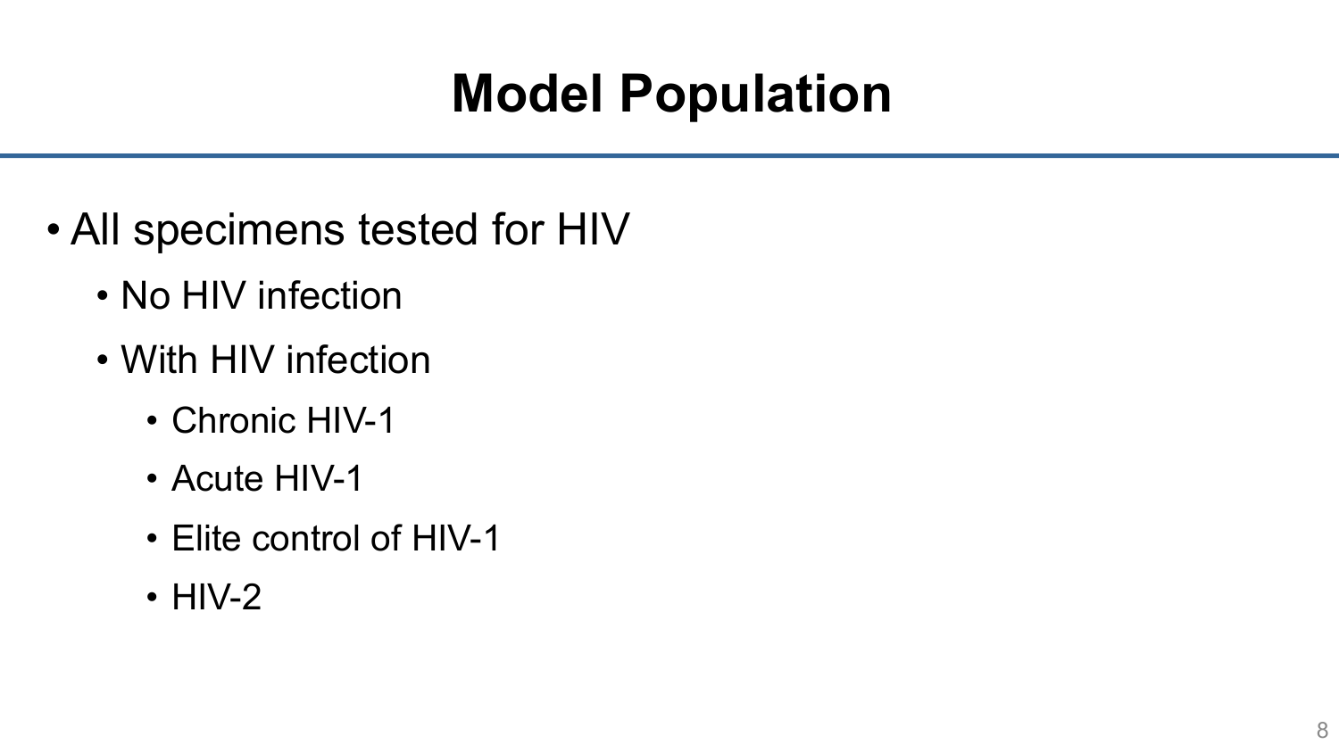# Model Population

- All specimens tested for HIV
  - No HIV infection
  - With HIV infection
    - Chronic HIV-1
    - Acute HIV-1
    - Elite control of HIV-1
    - HIV-2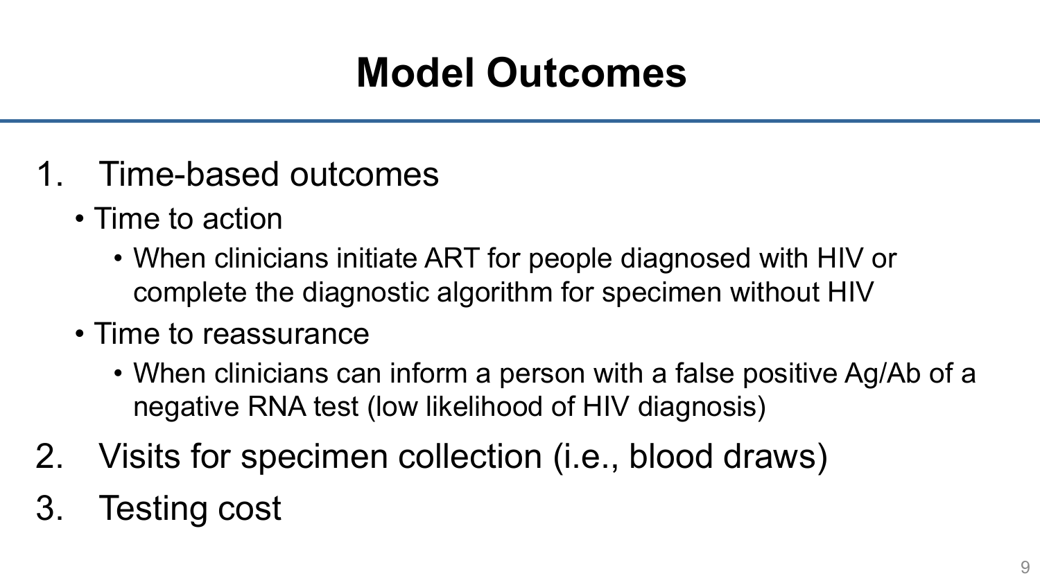# Model Outcomes

1. Time-based outcomes
   - Time to action
     - When clinicians initiate ART for people diagnosed with HIV or complete the diagnostic algorithm for specimen without HIV
   - Time to reassurance
     - When clinicians can inform a person with a false positive Ag/Ab of a negative RNA test (low likelihood of HIV diagnosis)
2. Visits for specimen collection (i.e., blood draws)
3. Testing cost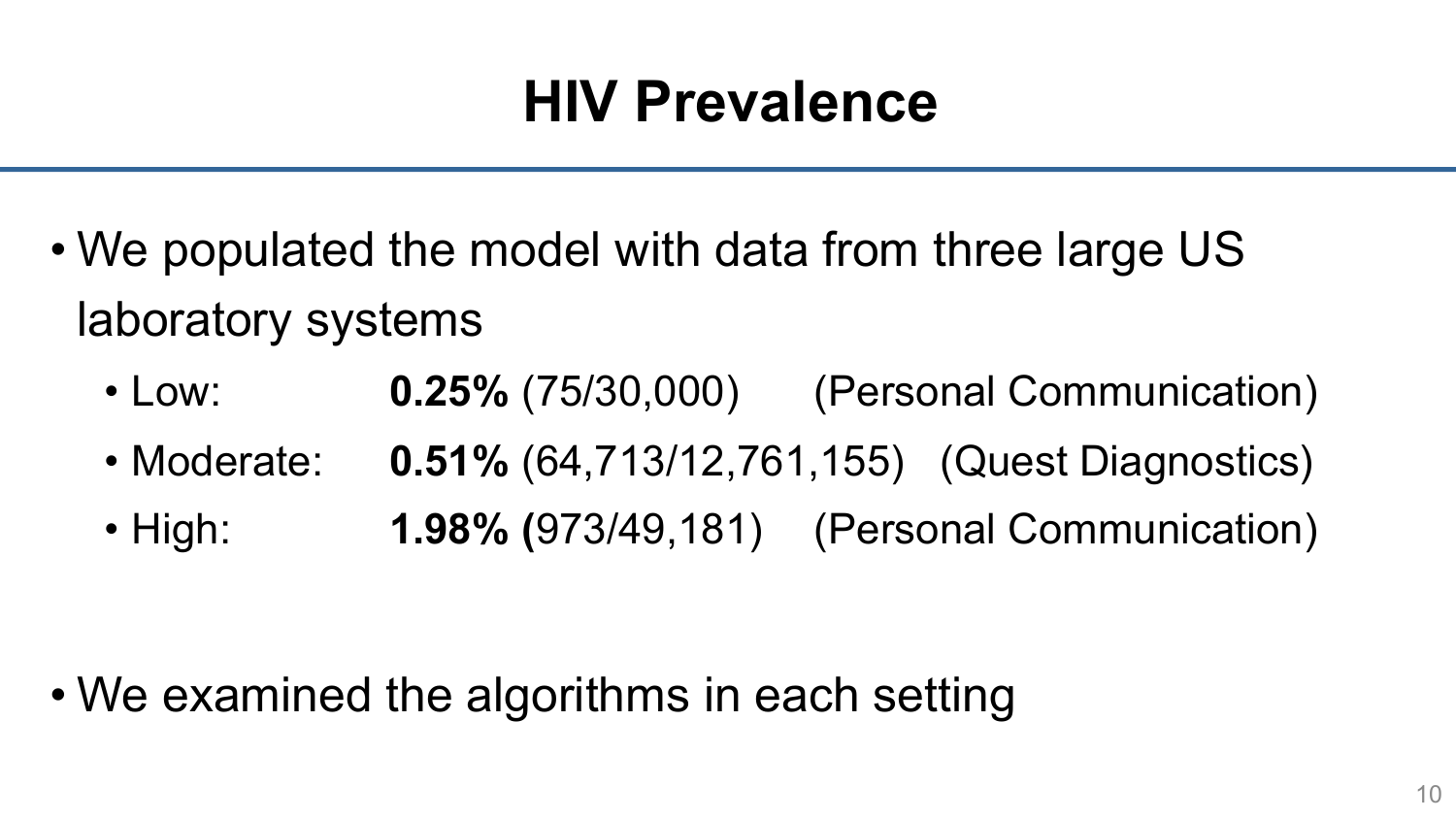# HIV Prevalence

- We populated the model with data from three large US laboratory systems
  - Low: **0.25%** (75/30,000) (Personal Communication)
  - Moderate: **0.51%** (64,713/12,761,155) (Quest Diagnostics)
  - High: **1.98%** (973/49,181) (Personal Communication)

- We examined the algorithms in each setting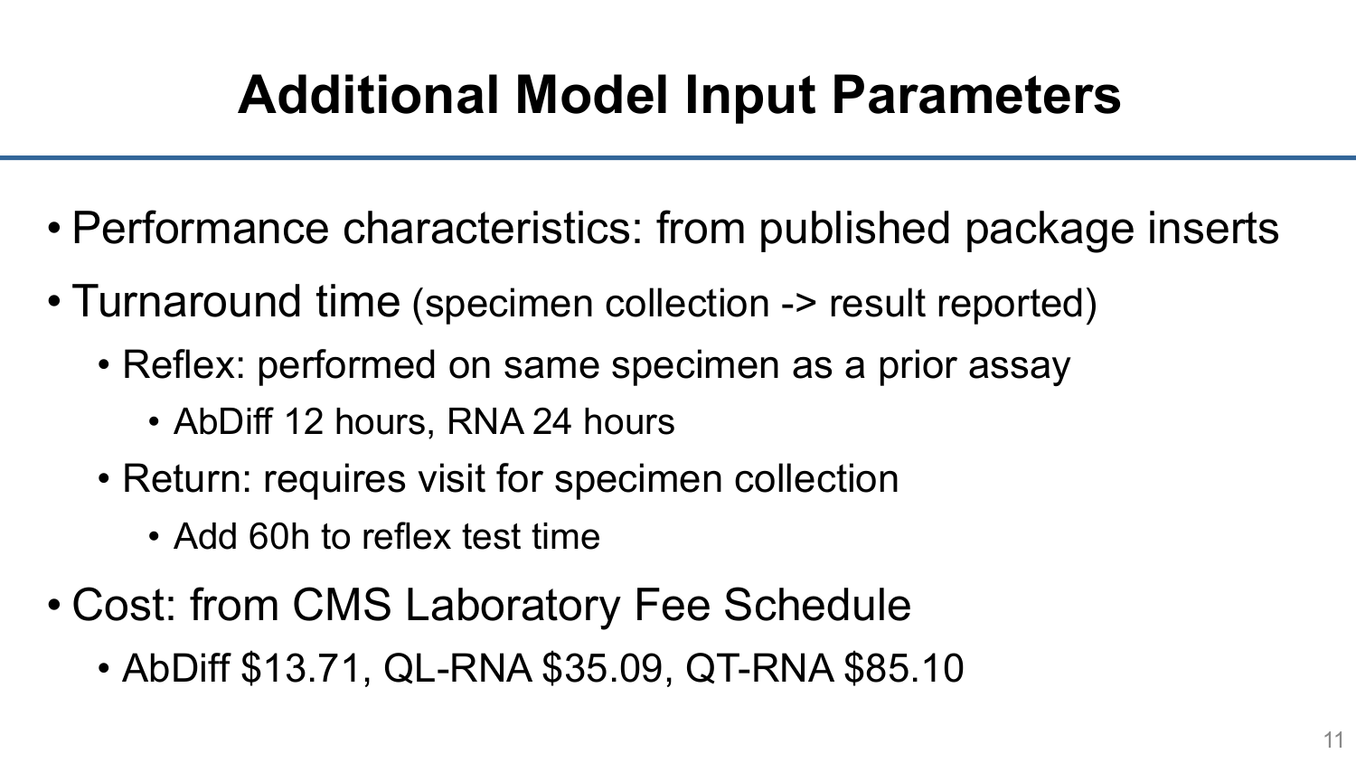# Additional Model Input Parameters

- Performance characteristics: from published package inserts
- Turnaround time (specimen collection -> result reported)
  - Reflex: performed on same specimen as a prior assay
    - AbDiff 12 hours, RNA 24 hours
  - Return: requires visit for specimen collection
    - Add 60h to reflex test time
- Cost: from CMS Laboratory Fee Schedule
  - AbDiff $13.71, QL-RNA $35.09, QT-RNA $85.10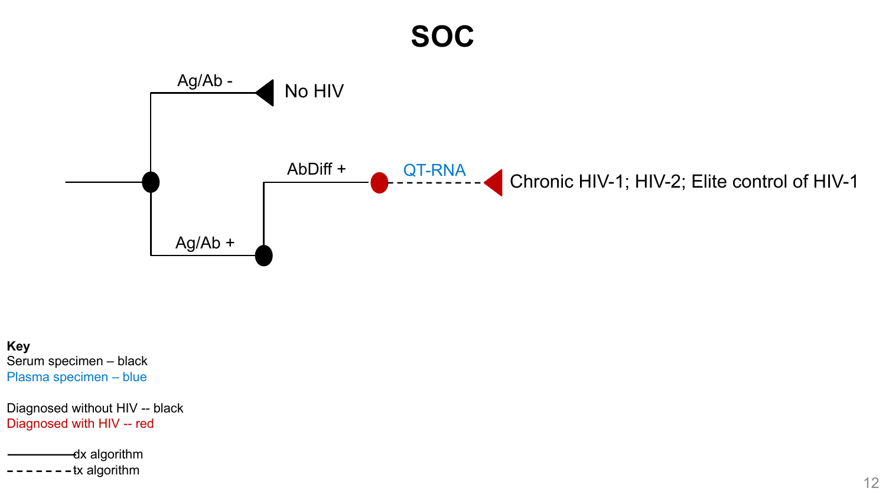# SOC

Ag/Ab -

No HIV

Ag/Ab +

AbDiff +

QT-RNA

Chronic HIV-1; HIV-2; Elite control of HIV-1

**Key**

Serum specimen – black

Plasma specimen – blue

Diagnosed without HIV -- black

Diagnosed with HIV -- red

dx algorithm

tx algorithm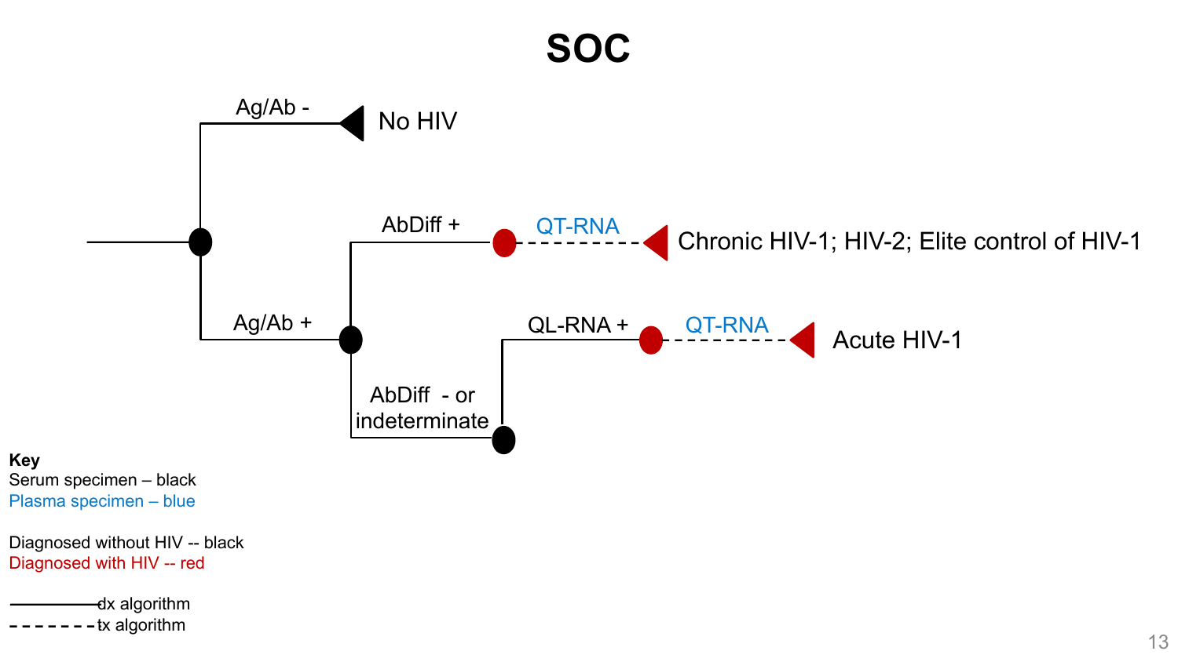# SOC

Ag/Ab -

No HIV

AbDiff +

QT-RNA

Chronic HIV-1; HIV-2; Elite control of HIV-1

Ag/Ab +

QL-RNA +

QT-RNA

Acute HIV-1

AbDiff - or indeterminate

**Key**

Serum specimen – black

Plasma specimen – blue

Diagnosed without HIV -- black

Diagnosed with HIV -- red

dx algorithm

tx algorithm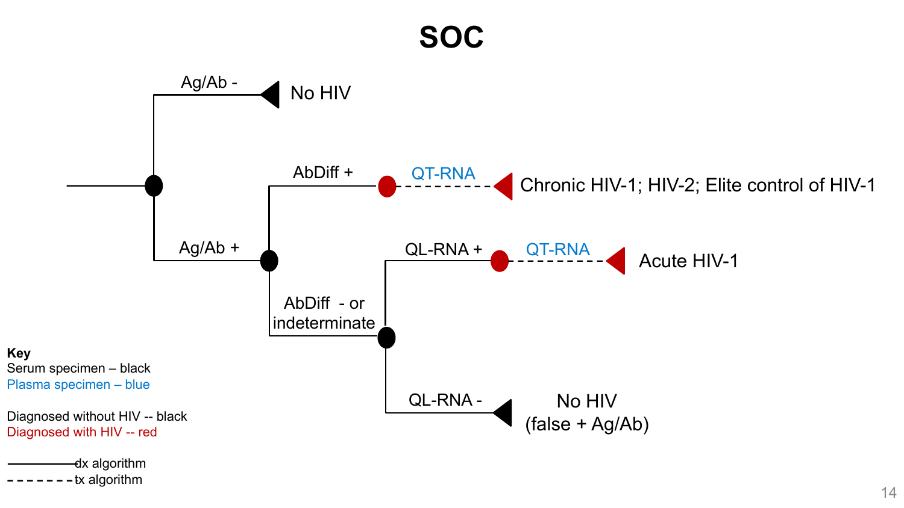# SOC

- Ag/Ab - → No HIV
- Ag/Ab +
  - AbDiff + → QT-RNA → Chronic HIV-1; HIV-2; Elite control of HIV-1
  - AbDiff - or indeterminate
    - QL-RNA + → QT-RNA → Acute HIV-1
    - QL-RNA - → No HIV (false + Ag/Ab)

**Key**

Serum specimen – black

Plasma specimen – blue

Diagnosed without HIV -- black

Diagnosed with HIV -- red

———— dx algorithm

- - - - - - - tx algorithm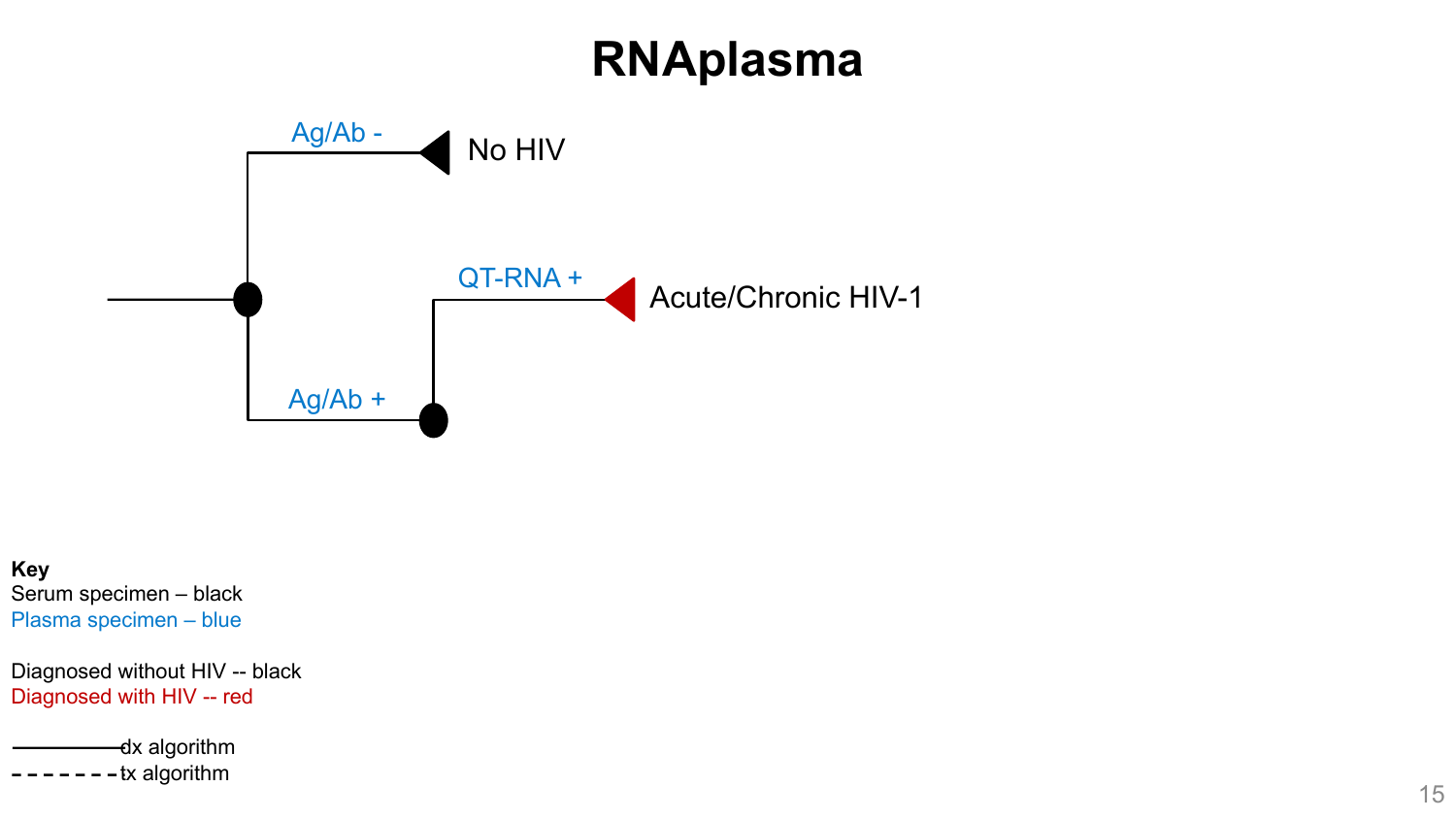# RNAplasma

Ag/Ab -

No HIV

QT-RNA +

Acute/Chronic HIV-1

Ag/Ab +

**Key**

Serum specimen – black

Plasma specimen – blue

Diagnosed without HIV -- black

Diagnosed with HIV -- red

dx algorithm

tx algorithm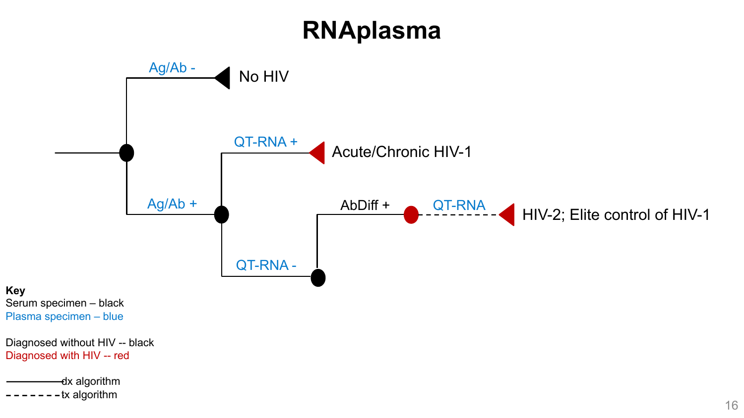# RNAplasma

Ag/Ab -

No HIV

QT-RNA +

Acute/Chronic HIV-1

Ag/Ab +

AbDiff +

QT-RNA

HIV-2; Elite control of HIV-1

QT-RNA -

**Key**

Serum specimen – black

Plasma specimen – blue

Diagnosed without HIV -- black

Diagnosed with HIV -- red

dx algorithm

tx algorithm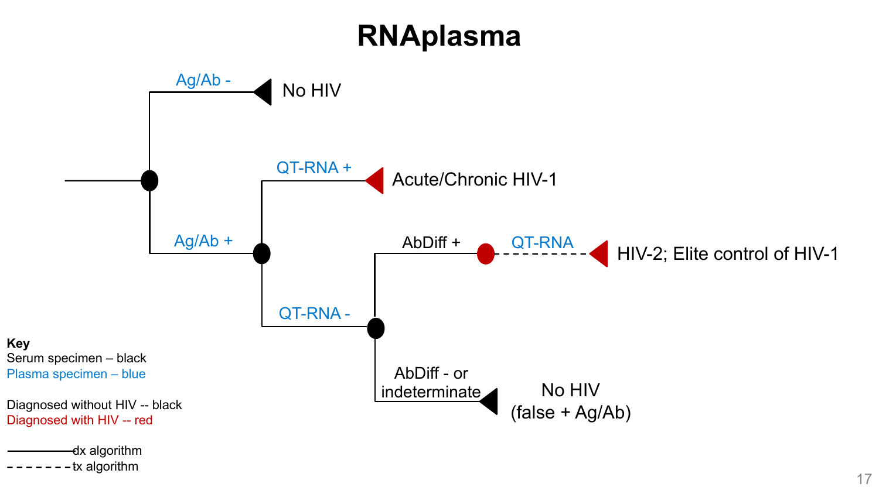# RNAplasma

- Ag/Ab - → No HIV
- Ag/Ab +
  - QT-RNA + → Acute/Chronic HIV-1
  - QT-RNA -
    - AbDiff + → QT-RNA → HIV-2; Elite control of HIV-1
    - AbDiff - or indeterminate → No HIV (false + Ag/Ab)

**Key**

Serum specimen – black

Plasma specimen – blue

Diagnosed without HIV -- black

Diagnosed with HIV -- red

———— dx algorithm

- - - - - - tx algorithm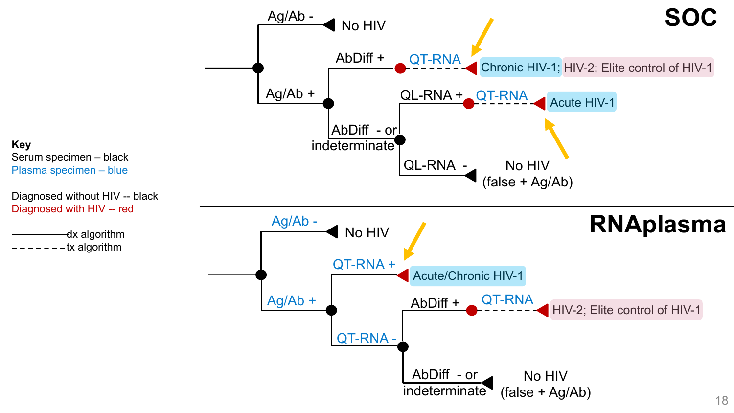## SOC

- Ag/Ab - → No HIV
- Ag/Ab +
  - AbDiff + → QT-RNA → Chronic HIV-1; HIV-2; Elite control of HIV-1
  - AbDiff - or indeterminate
    - QL-RNA + → QT-RNA → Acute HIV-1
    - QL-RNA - → No HIV (false + Ag/Ab)

## RNAplasma

- Ag/Ab - → No HIV
- Ag/Ab +
  - QT-RNA + → Acute/Chronic HIV-1
  - QT-RNA -
    - AbDiff + → QT-RNA → HIV-2; Elite control of HIV-1
    - AbDiff - or indeterminate → No HIV (false + Ag/Ab)

**Key**

Serum specimen – black

Plasma specimen – blue

Diagnosed without HIV -- black

Diagnosed with HIV -- red

——— dx algorithm

- - - - tx algorithm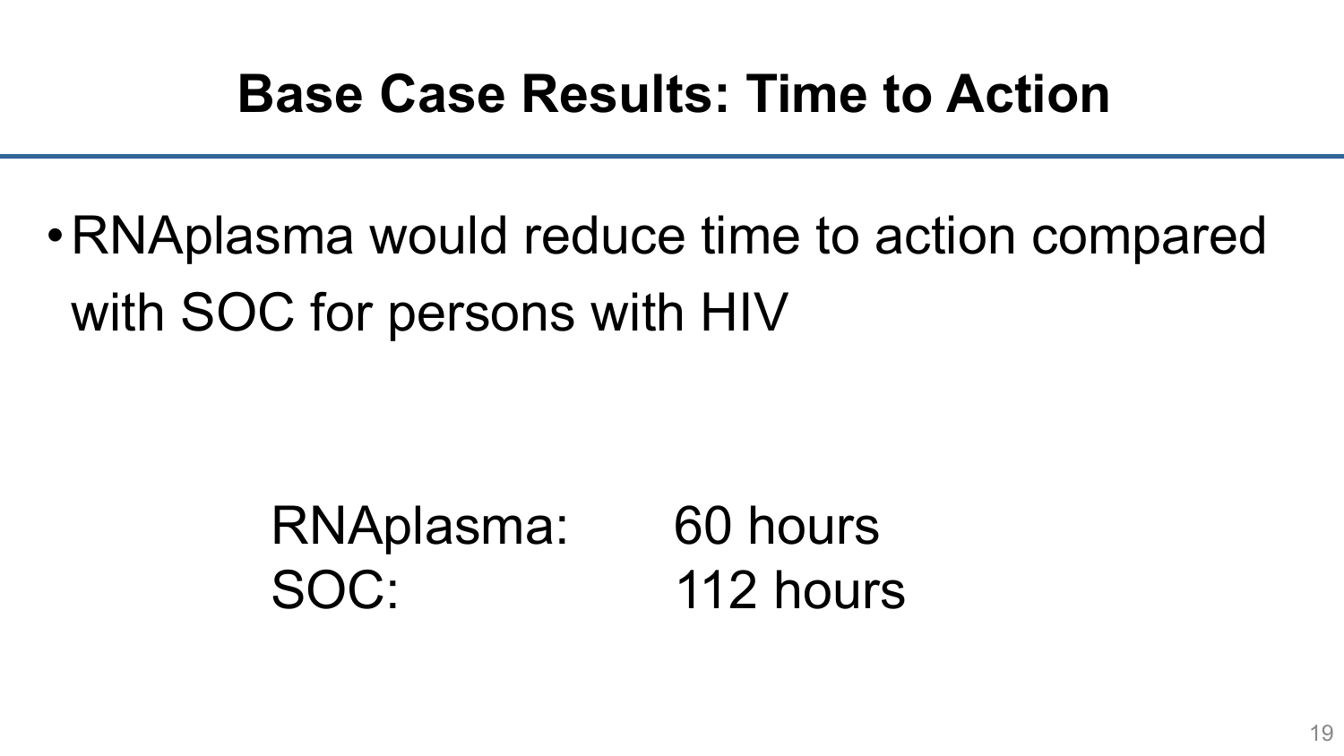# Base Case Results: Time to Action

- RNAplasma would reduce time to action compared with SOC for persons with HIV

| | |
|---|---|
| RNAplasma: | 60 hours |
| SOC: | 112 hours |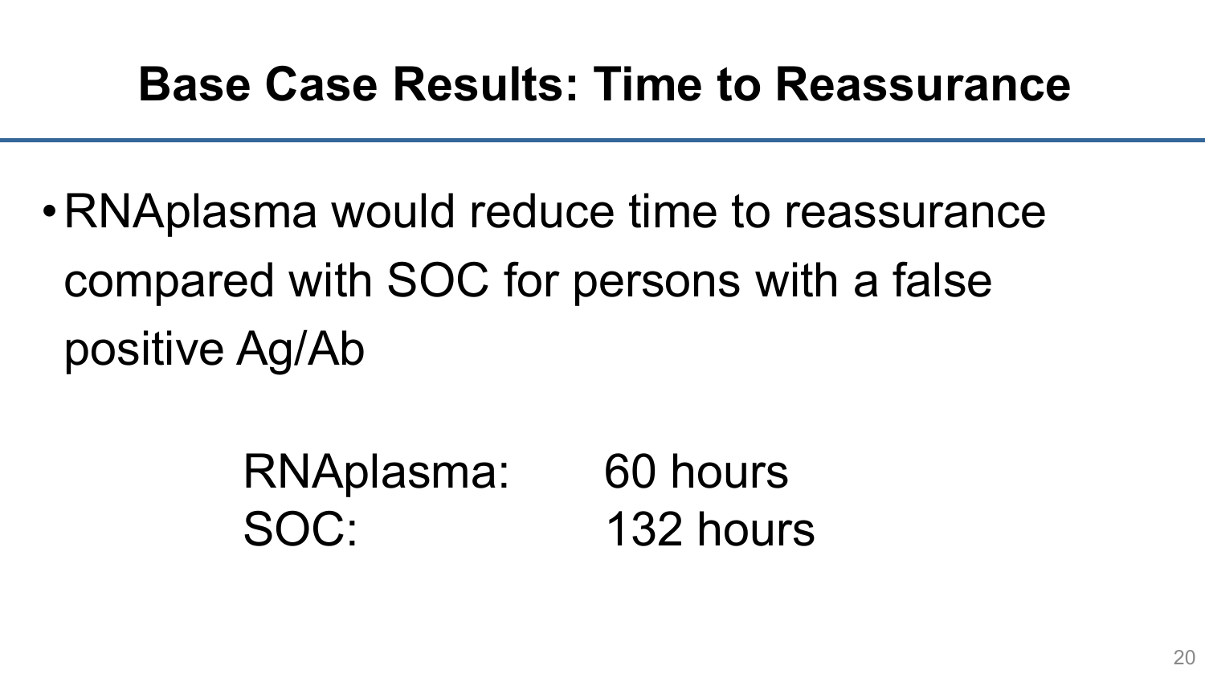# Base Case Results: Time to Reassurance

- RNAplasma would reduce time to reassurance compared with SOC for persons with a false positive Ag/Ab

| | |
|---|---|
| RNAplasma: | 60 hours |
| SOC: | 132 hours |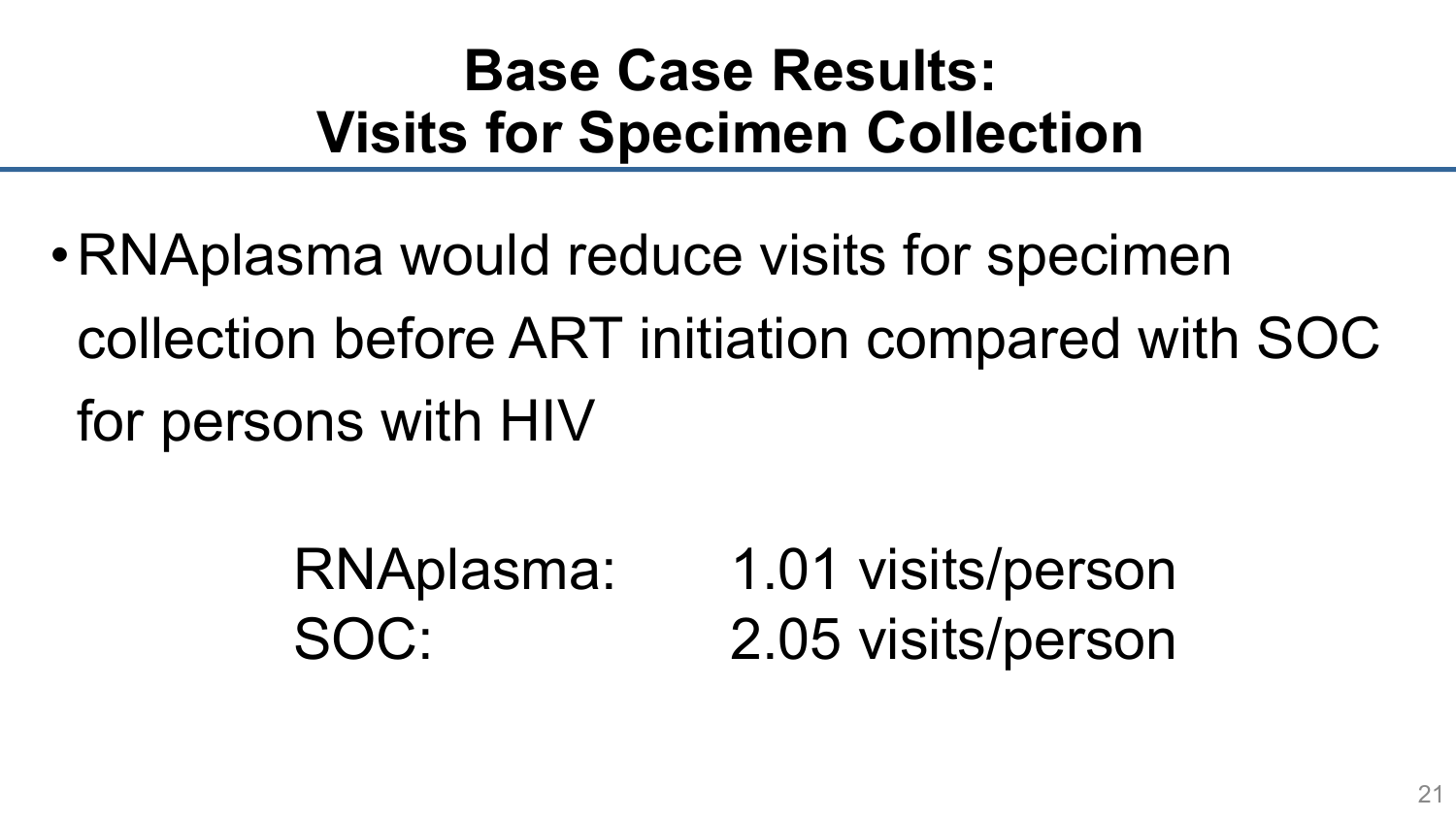# Base Case Results: Visits for Specimen Collection

- RNAplasma would reduce visits for specimen collection before ART initiation compared with SOC for persons with HIV

| | |
|---|---|
| RNAplasma: | 1.01 visits/person |
| SOC: | 2.05 visits/person |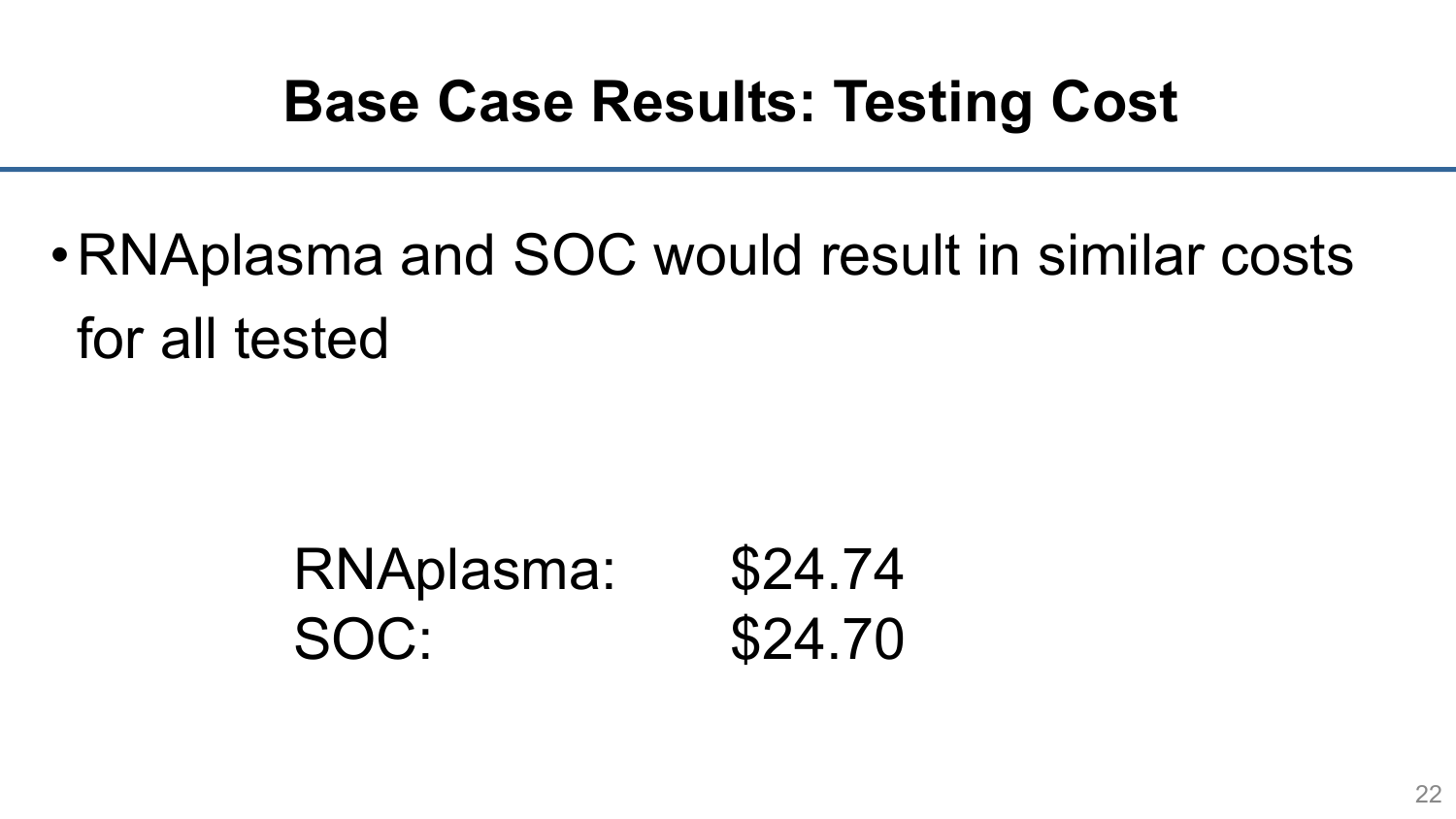# Base Case Results: Testing Cost

- RNAplasma and SOC would result in similar costs for all tested

| | |
|---|---|
| RNAplasma: | $24.74 |
| SOC: | $24.70 |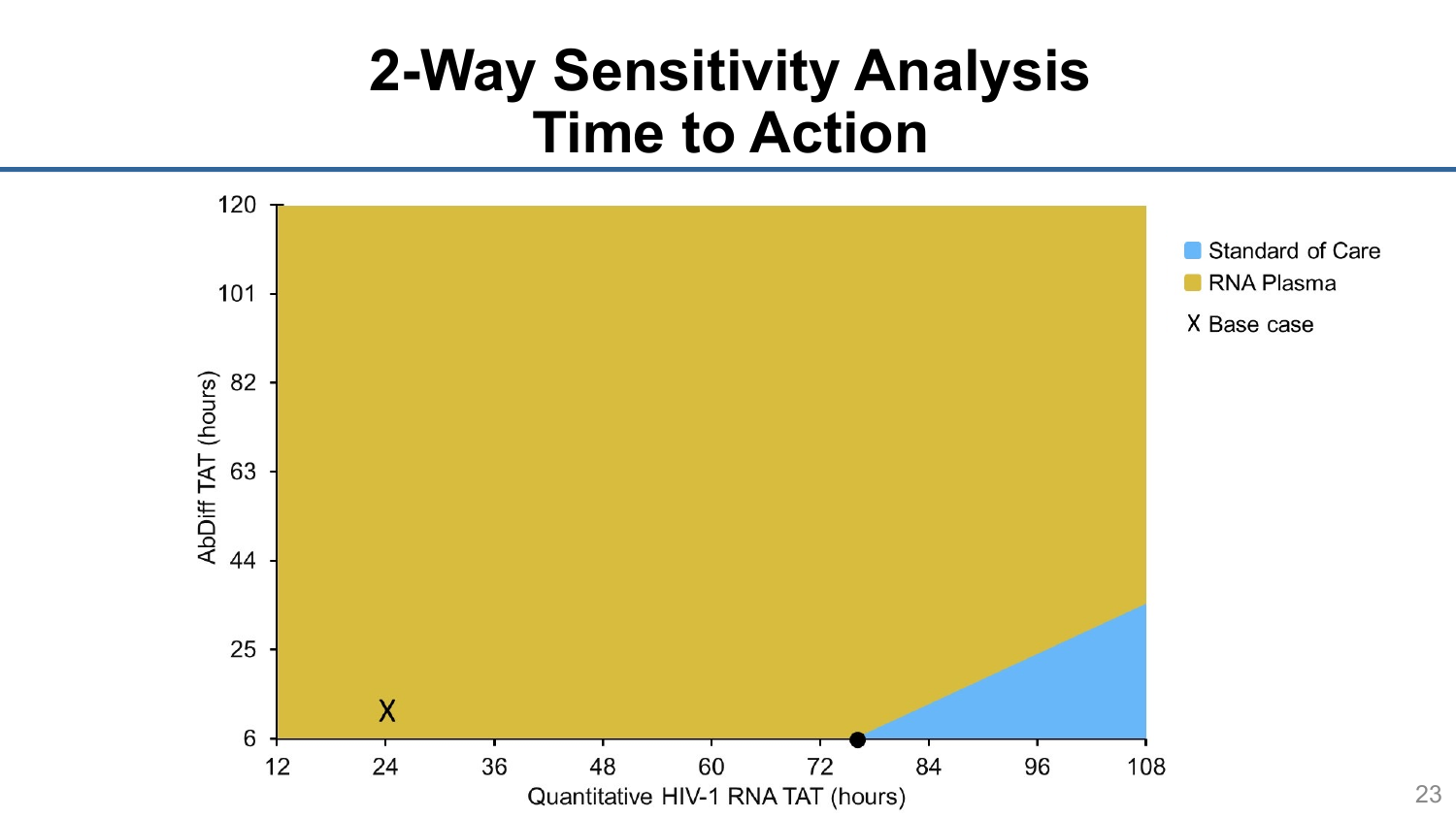# 2-Way Sensitivity Analysis
# Time to Action

AbDiff TAT (hours): 120, 101, 82, 63, 44, 25, 6

Quantitative HIV-1 RNA TAT (hours): 12, 24, 36, 48, 60, 72, 84, 96, 108

- Standard of Care
- RNA Plasma
- X Base case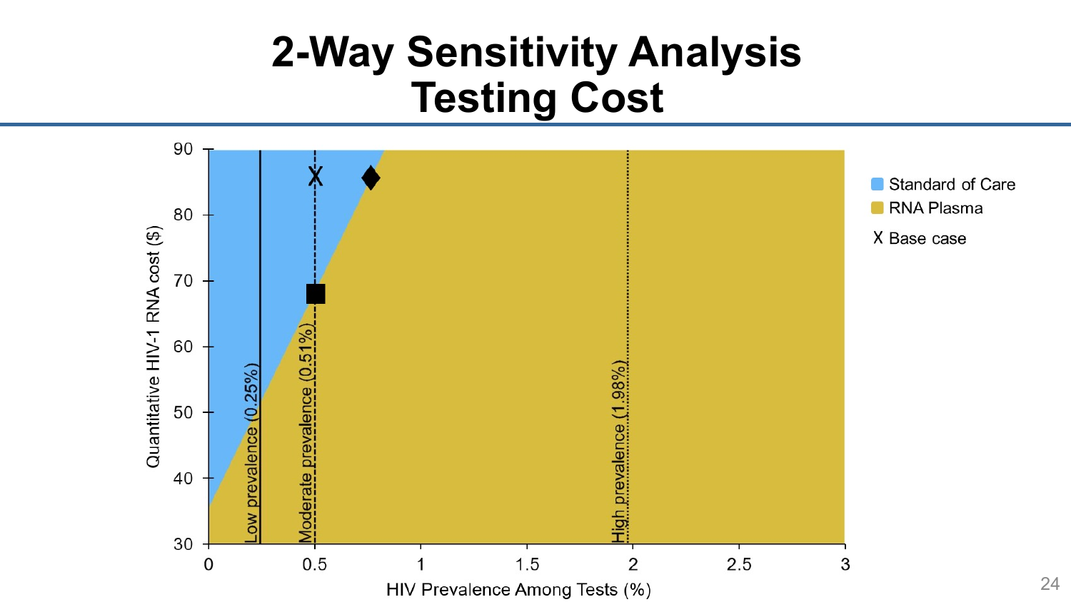# 2-Way Sensitivity Analysis
# Testing Cost

Quantitative HIV-1 RNA cost ($)

90
80
70
60
50
40
30

Low prevalence (0.25%)

Moderate prevalence (0.51%)

High prevalence (1.98%)

0 0.5 1 1.5 2 2.5 3

HIV Prevalence Among Tests (%)

Standard of Care

RNA Plasma

X Base case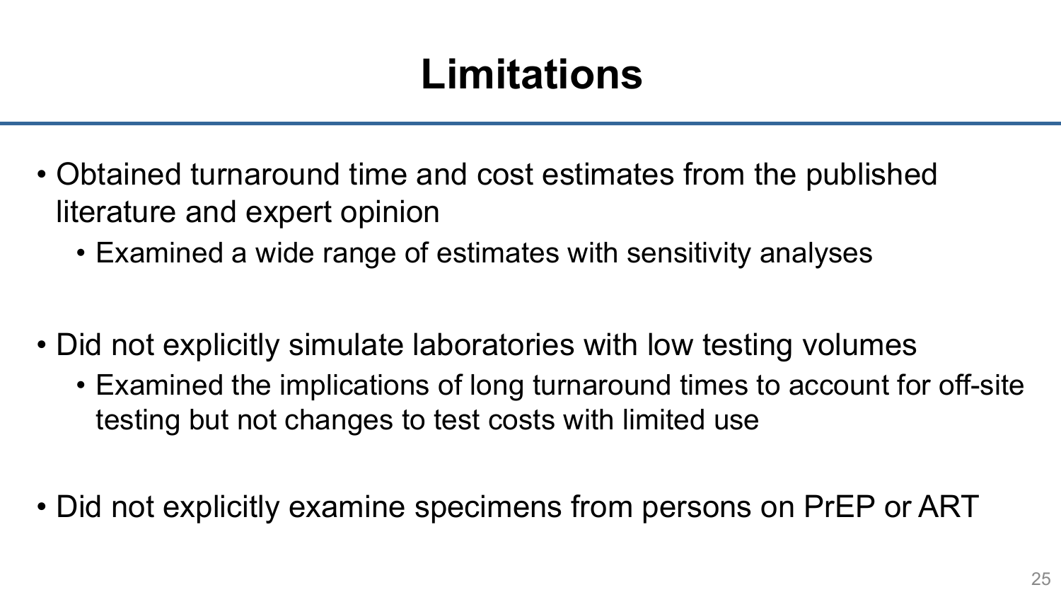# Limitations

- Obtained turnaround time and cost estimates from the published literature and expert opinion
  - Examined a wide range of estimates with sensitivity analyses
- Did not explicitly simulate laboratories with low testing volumes
  - Examined the implications of long turnaround times to account for off-site testing but not changes to test costs with limited use
- Did not explicitly examine specimens from persons on PrEP or ART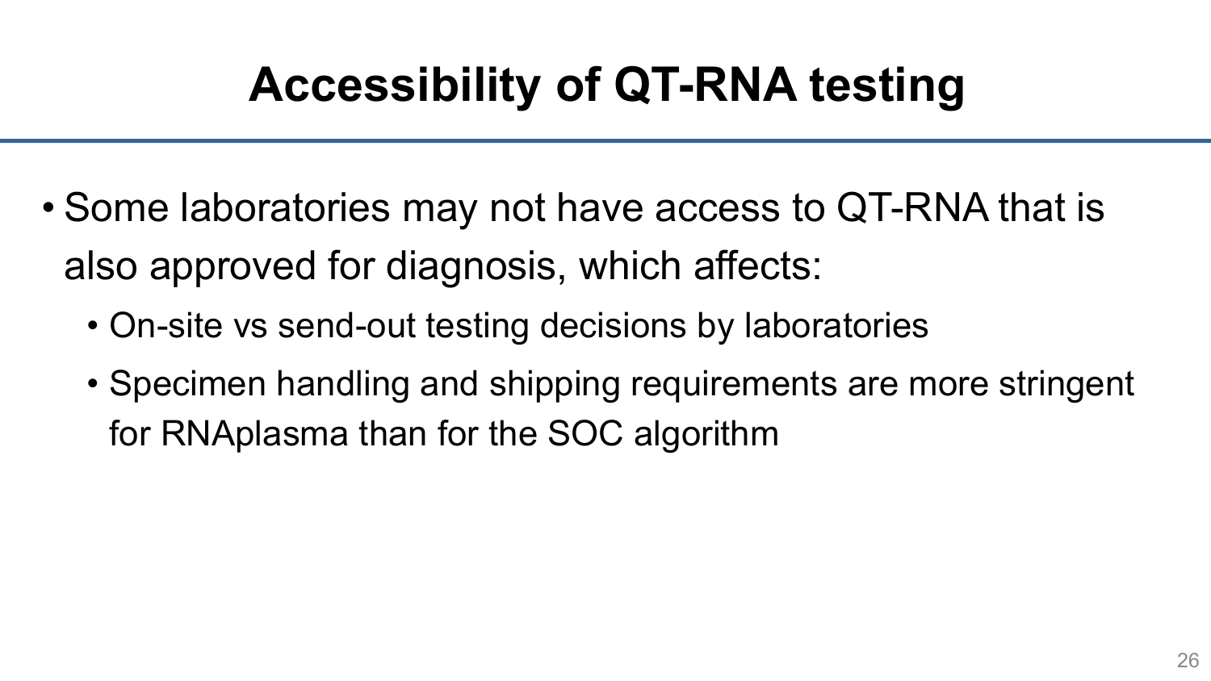# Accessibility of QT-RNA testing

- Some laboratories may not have access to QT-RNA that is also approved for diagnosis, which affects:
  - On-site vs send-out testing decisions by laboratories
  - Specimen handling and shipping requirements are more stringent for RNAplasma than for the SOC algorithm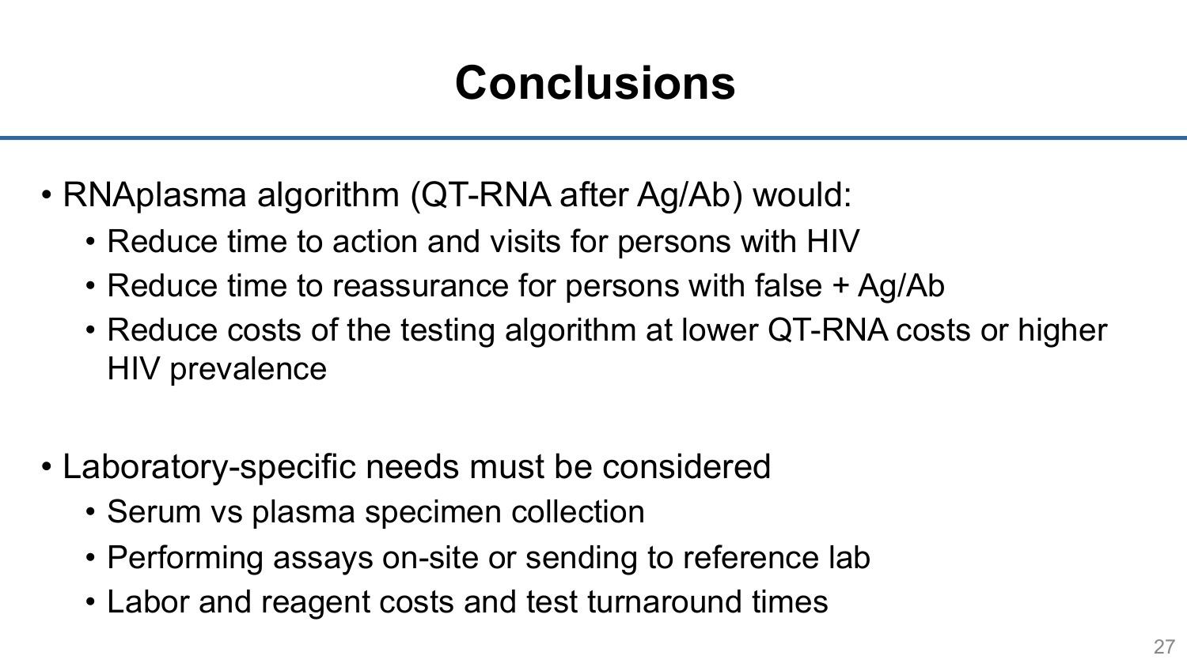# Conclusions

- RNAplasma algorithm (QT-RNA after Ag/Ab) would:
  - Reduce time to action and visits for persons with HIV
  - Reduce time to reassurance for persons with false + Ag/Ab
  - Reduce costs of the testing algorithm at lower QT-RNA costs or higher HIV prevalence

- Laboratory-specific needs must be considered
  - Serum vs plasma specimen collection
  - Performing assays on-site or sending to reference lab
  - Labor and reagent costs and test turnaround times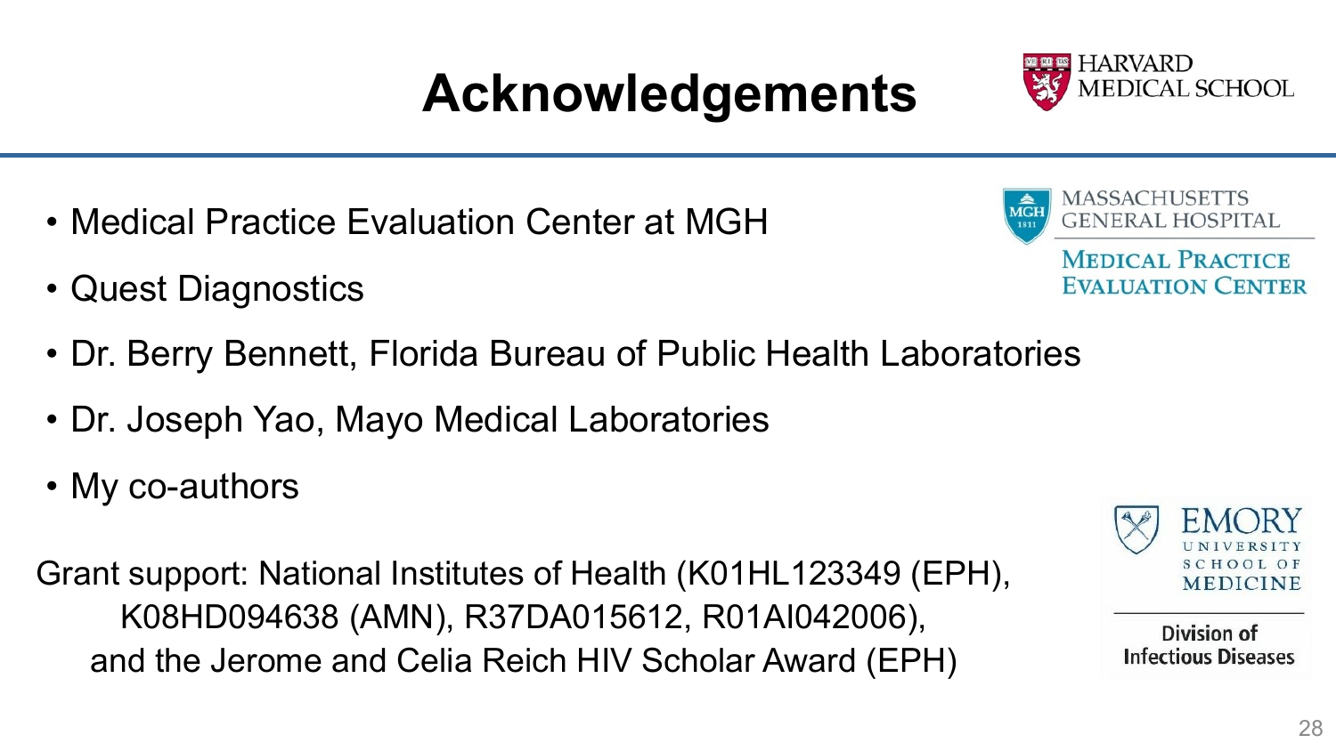# Acknowledgements

- Medical Practice Evaluation Center at MGH
- Quest Diagnostics
- Dr. Berry Bennett, Florida Bureau of Public Health Laboratories
- Dr. Joseph Yao, Mayo Medical Laboratories
- My co-authors

Grant support: National Institutes of Health (K01HL123349 (EPH), K08HD094638 (AMN), R37DA015612, R01AI042006), and the Jerome and Celia Reich HIV Scholar Award (EPH)

HARVARD MEDICAL SCHOOL

MASSACHUSETTS GENERAL HOSPITAL

MEDICAL PRACTICE EVALUATION CENTER

EMORY UNIVERSITY SCHOOL OF MEDICINE

Division of Infectious Diseases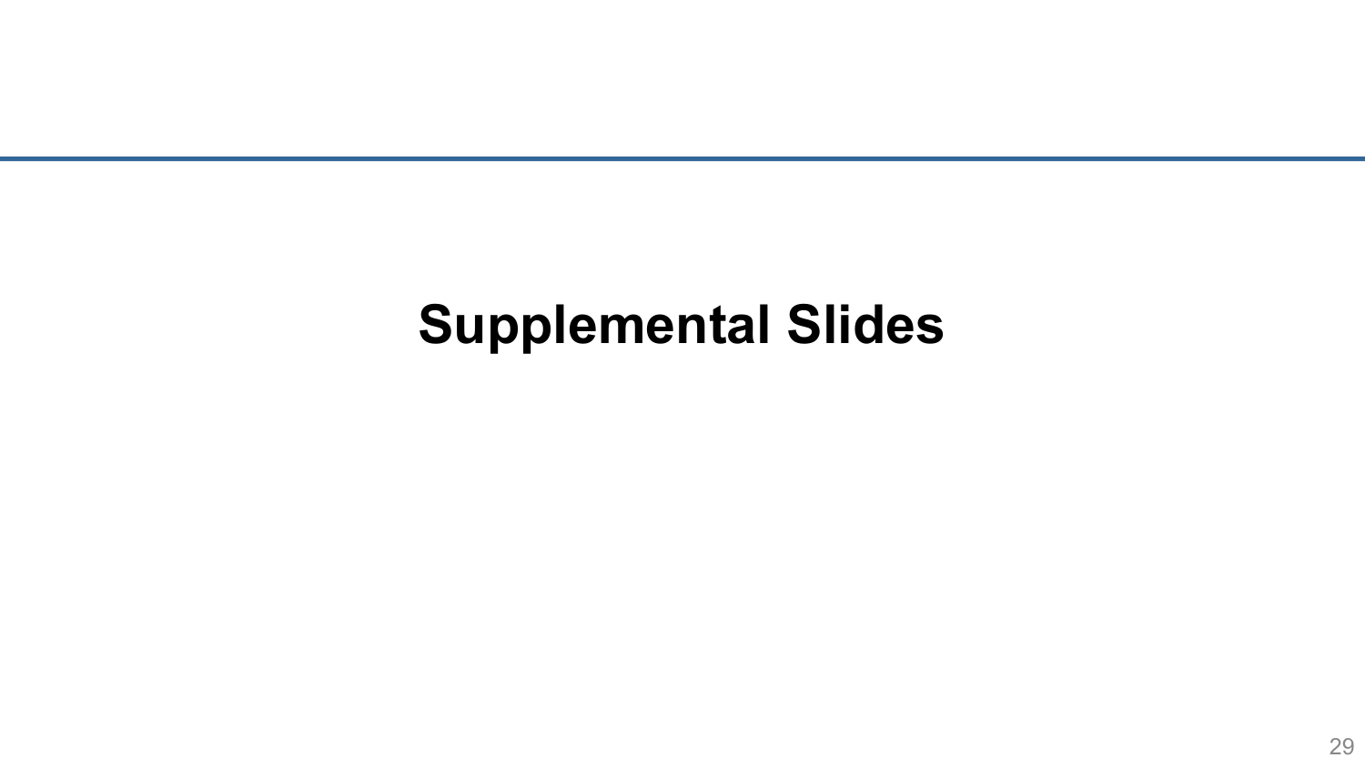# Supplemental Slides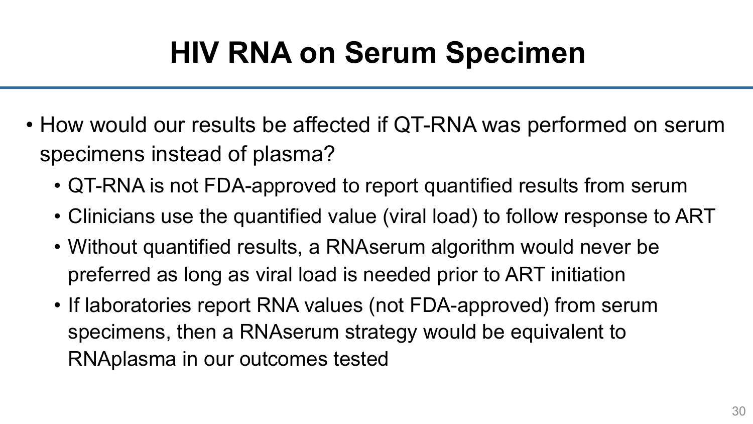# HIV RNA on Serum Specimen

- How would our results be affected if QT-RNA was performed on serum specimens instead of plasma?
  - QT-RNA is not FDA-approved to report quantified results from serum
  - Clinicians use the quantified value (viral load) to follow response to ART
  - Without quantified results, a RNAserum algorithm would never be preferred as long as viral load is needed prior to ART initiation
  - If laboratories report RNA values (not FDA-approved) from serum specimens, then a RNAserum strategy would be equivalent to RNAplasma in our outcomes tested